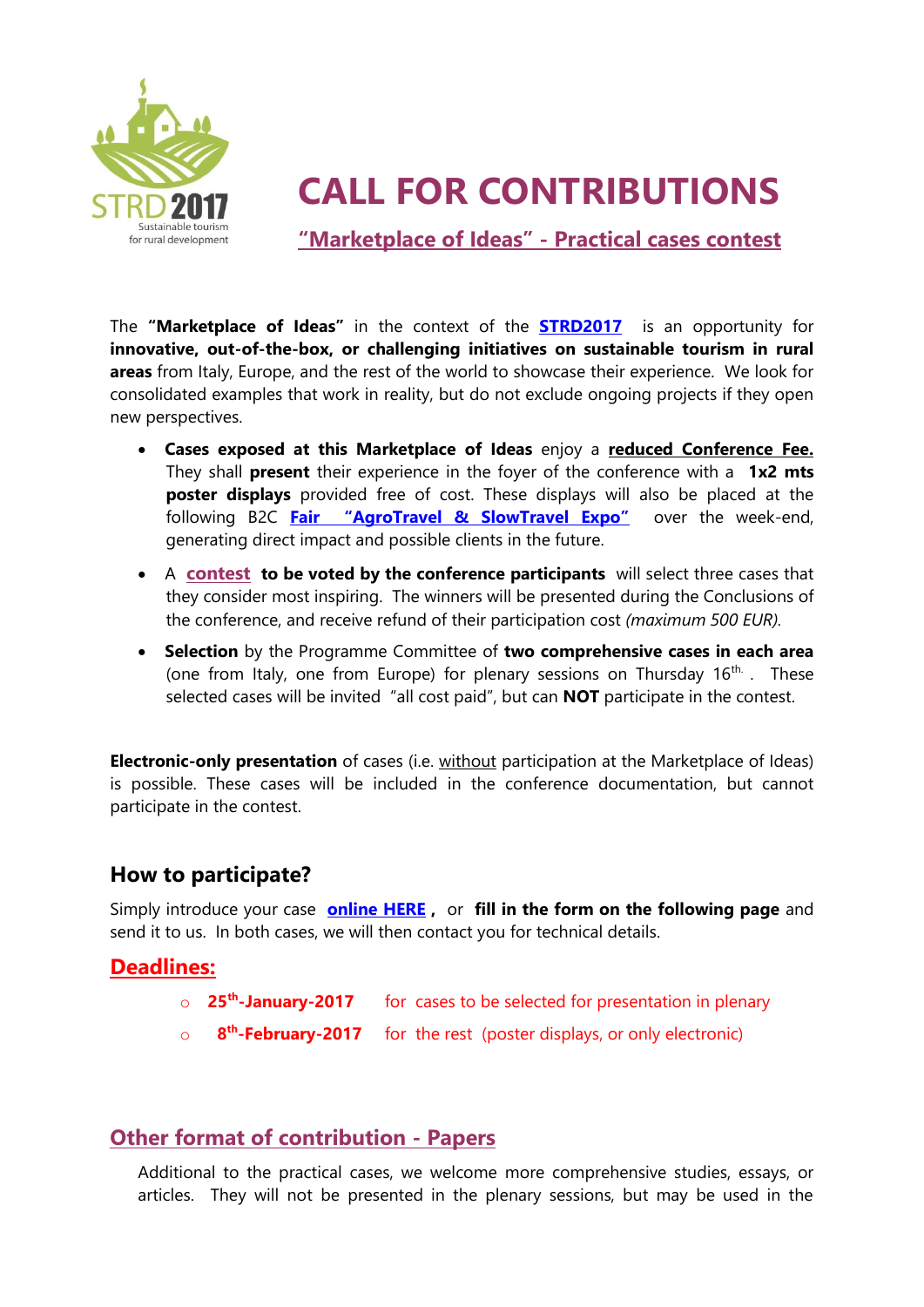# CALL FOR CONTRIBUTIONS

## "Marketplace of Ideas" - Practical cases contest

The **"Marketplace of Ideas"** in the context of the **STRD2017** is an opportunity for **innovative, out-of-the-box, or challenging initiatives on sustainable tourism in rural areas** from Italy, Europe, and the rest of the world to showcase their experience. We look for consolidated examples that work in reality, but do not exclude ongoing projects if they open new perspectives.

- **Cases exposed at this Marketplace of Ideas** enjoy a **reduced Conference Fee.** They shall **present** their experience in the foyer of the conference with a **1x2 mts poster displays** provided free of cost. These displays will also be placed at the following B2C **Fair "AgroTravel & SlowTravel Expo"** over the week-end, generating direct impact and possible clients in the future.
- A **contest to be voted by the conference participants** will select three cases that they consider most inspiring. The winners will be presented during the Conclusions of the conference, and receive refund of their participation cost *(maximum 500 EUR).*
- **Selection** by the Programme Committee of **two comprehensive cases in each area** (one from Italy, one from Europe) for plenary sessions on Thursday 16th. These selected cases will be invited "all cost paid", but can **NOT** participate in the contest.

**Electronic-only presentation** of cases (i.e. without participation at the Marketplace of Ideas) is possible. These cases will be included in the conference documentation, but cannot participate in the contest.

## How to participate?

Simply introduce your case **online HERE**, or **fill in the form on the following page** and send it to us. In both cases, we will then contact you for technical details.

### Deadlines:

- **25th-January-2017** for cases to be selected for presentation in plenary
- **8th-February-2017** for the rest (poster displays, or only electronic)

## Other format of contribution - Papers

Additional to the practical cases, we welcome more comprehensive studies, essays, or articles. They will not be presented in the plenary sessions, but may be used in the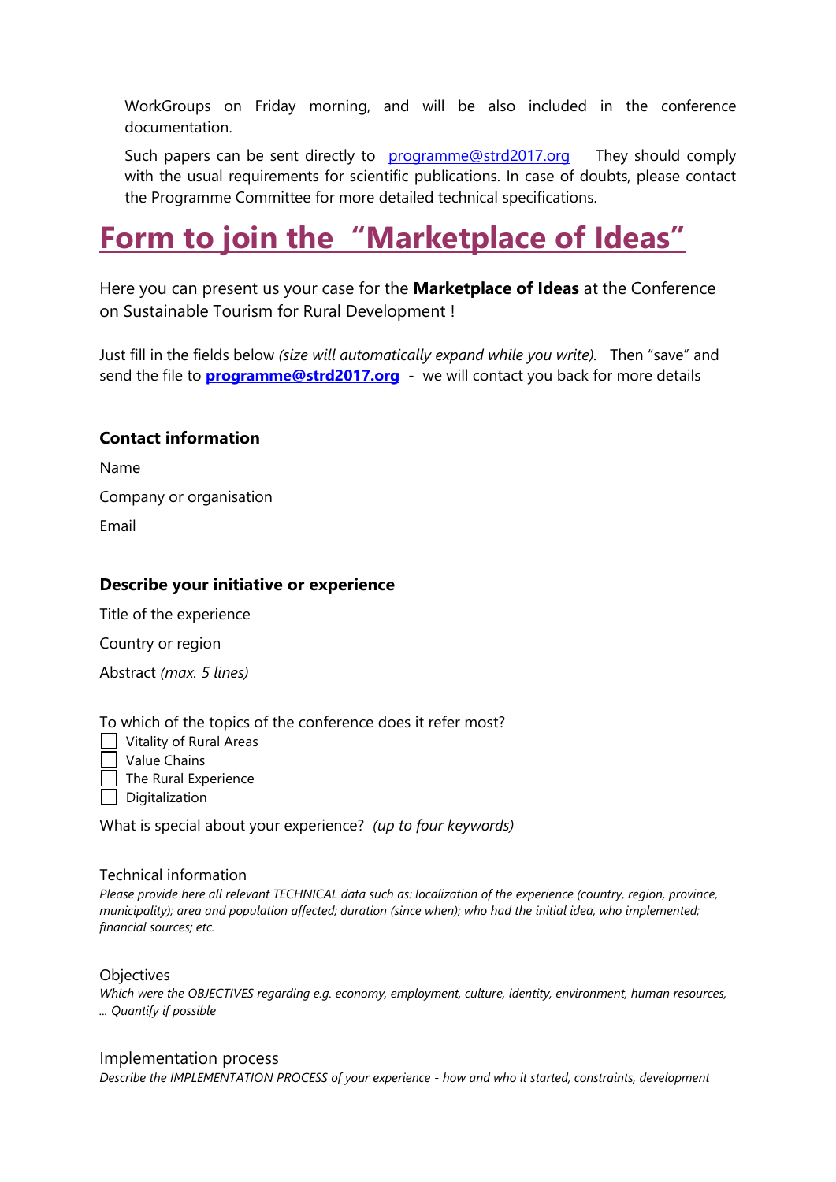WorkGroups on Friday morning, and will be also included in the conference documentation.

Such papers can be sent directly to programme@strd2017.org They should comply with the usual requirements for scientific publications. In case of doubts, please contact the Programme Committee for more detailed technical specifications.

# Form to join the "Marketplace of Ideas"

Here you can present us your case for the **Marketplace of Ideas** at the Conference on Sustainable Tourism for Rural Development !

Just fill in the fields below *(size will automatically expand while you write).* Then "save" and send the file to **programme@strd2017.org** - we will contact you back for more details

### Contact information

Name

Company or organisation

Email

### Describe your initiative or experience

Title of the experience

Country or region

Abstract *(max. 5 lines)*

To which of the topics of the conference does it refer most?

- ☐ Vitality of Rural Areas
- ☐ Value Chains
- ☐ The Rural Experience
- ☐ Digitalization

What is special about your experience? *(up to four keywords)*

Technical information

*Please provide here all relevant TECHNICAL data such as: localization of the experience (country, region, province, municipality); area and population affected; duration (since when); who had the initial idea, who implemented; financial sources; etc.*

Objectives

*Which were the OBJECTIVES regarding e.g. economy, employment, culture, identity, environment, human resources, ... Quantify if possible*

Implementation process

*Describe the IMPLEMENTATION PROCESS of your experience - how and who it started, constraints, development*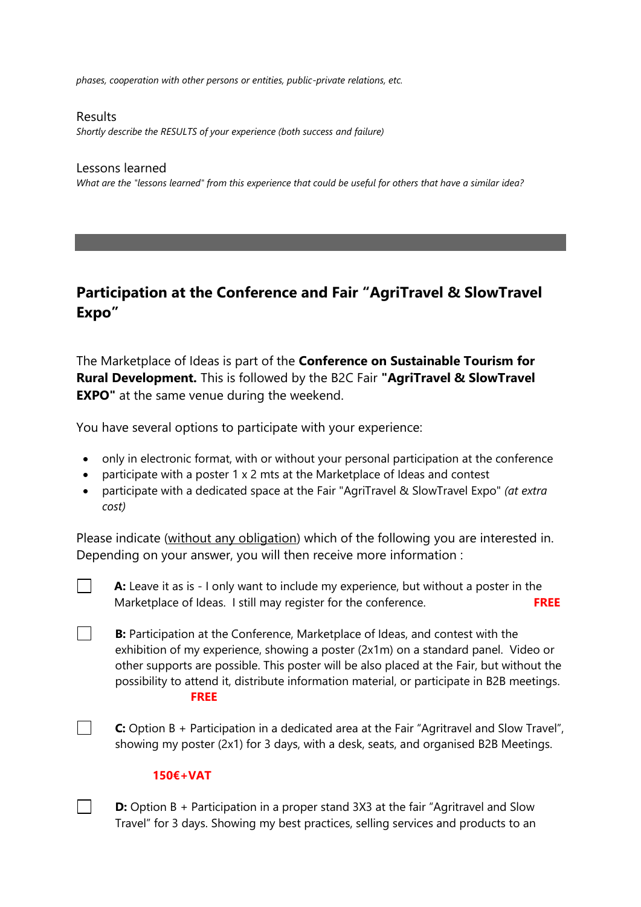*phases, cooperation with other persons or entities, public-private relations, etc.*

Results

*Shortly describe the RESULTS of your experience (both success and failure)*

Lessons learned

*What are the "lessons learned" from this experience that could be useful for others that have a similar idea?*

---

## Participation at the Conference and Fair "AgriTravel & SlowTravel Expo"

The Marketplace of Ideas is part of the **Conference on Sustainable Tourism for Rural Development.** This is followed by the B2C Fair **"AgriTravel & SlowTravel EXPO"** at the same venue during the weekend.

You have several options to participate with your experience:

- only in electronic format, with or without your personal participation at the conference
- participate with a poster 1 x 2 mts at the Marketplace of Ideas and contest
- participate with a dedicated space at the Fair "AgriTravel & SlowTravel Expo" *(at extra cost)*

Please indicate (without any obligation) which of the following you are interested in. Depending on your answer, you will then receive more information :

☐ **A:** Leave it as is - I only want to include my experience, but without a poster in the Marketplace of Ideas. I still may register for the conference. **FREE**

☐ **B:** Participation at the Conference, Marketplace of Ideas, and contest with the exhibition of my experience, showing a poster (2x1m) on a standard panel. Video or other supports are possible. This poster will be also placed at the Fair, but without the possibility to attend it, distribute information material, or participate in B2B meetings. **FREE**

☐ **C:** Option B + Participation in a dedicated area at the Fair "Agritravel and Slow Travel", showing my poster (2x1) for 3 days, with a desk, seats, and organised B2B Meetings.

**150€+VAT**

☐ **D:** Option B + Participation in a proper stand 3X3 at the fair "Agritravel and Slow Travel" for 3 days. Showing my best practices, selling services and products to an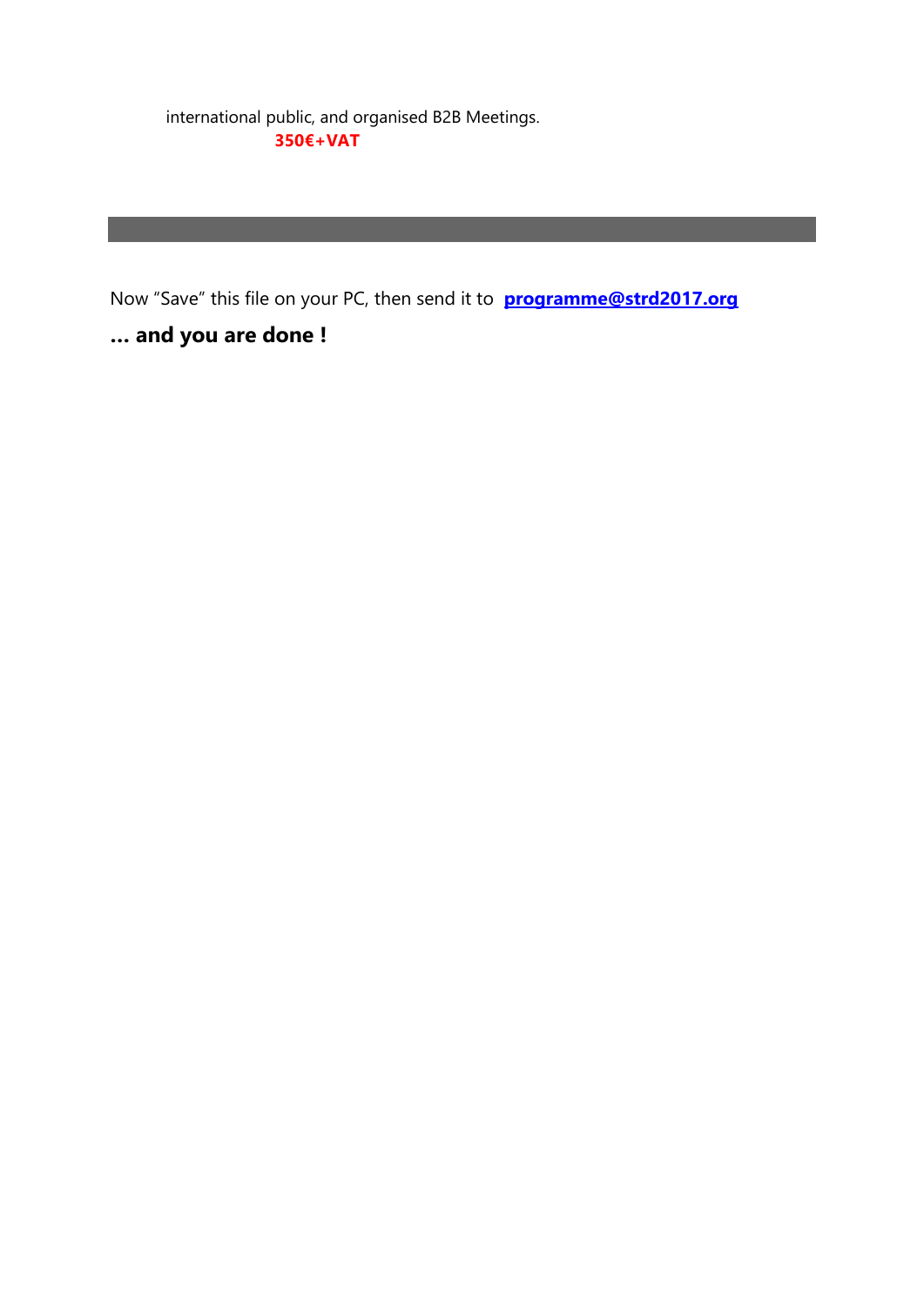international public, and organised B2B Meetings.

**350€+VAT**

---

Now "Save" this file on your PC, then send it to **programme@strd2017.org**

**... and you are done !**